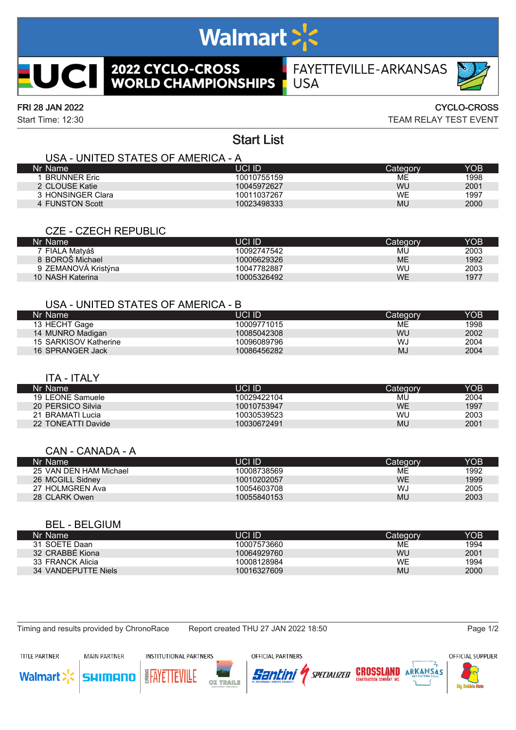# 2022 CYCLO-CROSS WORLD CHAMPIONSHIPS

FAYETTEVILLE-ARKANSAS USA

FRI 28 JAN 2022 | CYCLO-CROSS

Start Time: 12:30 | TEAM RELAY TEST EVENT

## Start List

### USA - UNITED STATES OF AMERICA - A

| Nr | Name | UCI ID | Category | YOB |
|---|---|---|---|---|
| 1 | BRUNNER Eric | 10010755159 | ME | 1998 |
| 2 | CLOUSE Katie | 10045972627 | WU | 2001 |
| 3 | HONSINGER Clara | 10011037267 | WE | 1997 |
| 4 | FUNSTON Scott | 10023498333 | MU | 2000 |

### CZE - CZECH REPUBLIC

| Nr | Name | UCI ID | Category | YOB |
|---|---|---|---|---|
| 7 | FIALA Matyáš | 10092747542 | MU | 2003 |
| 8 | BOROŠ Michael | 10006629326 | ME | 1992 |
| 9 | ZEMANOVÁ Kristýna | 10047782887 | WU | 2003 |
| 10 | NASH Katerina | 10005326492 | WE | 1977 |

### USA - UNITED STATES OF AMERICA - B

| Nr | Name | UCI ID | Category | YOB |
|---|---|---|---|---|
| 13 | HECHT Gage | 10009771015 | ME | 1998 |
| 14 | MUNRO Madigan | 10085042308 | WU | 2002 |
| 15 | SARKISOV Katherine | 10096089796 | WJ | 2004 |
| 16 | SPRANGER Jack | 10086456282 | MJ | 2004 |

### ITA - ITALY

| Nr | Name | UCI ID | Category | YOB |
|---|---|---|---|---|
| 19 | LEONE Samuele | 10029422104 | MU | 2004 |
| 20 | PERSICO Silvia | 10010753947 | WE | 1997 |
| 21 | BRAMATI Lucia | 10030539523 | WU | 2003 |
| 22 | TONEATTI Davide | 10030672491 | MU | 2001 |

### CAN - CANADA - A

| Nr | Name | UCI ID | Category | YOB |
|---|---|---|---|---|
| 25 | VAN DEN HAM Michael | 10008738569 | ME | 1992 |
| 26 | MCGILL Sidney | 10010202057 | WE | 1999 |
| 27 | HOLMGREN Ava | 10054603708 | WJ | 2005 |
| 28 | CLARK Owen | 10055840153 | MU | 2003 |

### BEL - BELGIUM

| Nr | Name | UCI ID | Category | YOB |
|---|---|---|---|---|
| 31 | SOETE Daan | 10007573660 | ME | 1994 |
| 32 | CRABBÉ Kiona | 10064929760 | WU | 2001 |
| 33 | FRANCK Alicia | 10008128984 | WE | 1994 |
| 34 | VANDEPUTTE Niels | 10016327609 | MU | 2000 |

Timing and results provided by ChronoRace | Report created THU 27 JAN 2022 18:50

TITLE PARTNER: Walmart | MAIN PARTNER: SHIMANO | INSTITUTIONAL PARTNERS: Experience Fayetteville, OZ Trails | OFFICIAL PARTNERS: Santini, Specialized, Crossland Construction Company, Inc., Arkansas The Natural State | OFFICIAL SUPPLIER: Big Bobble Hats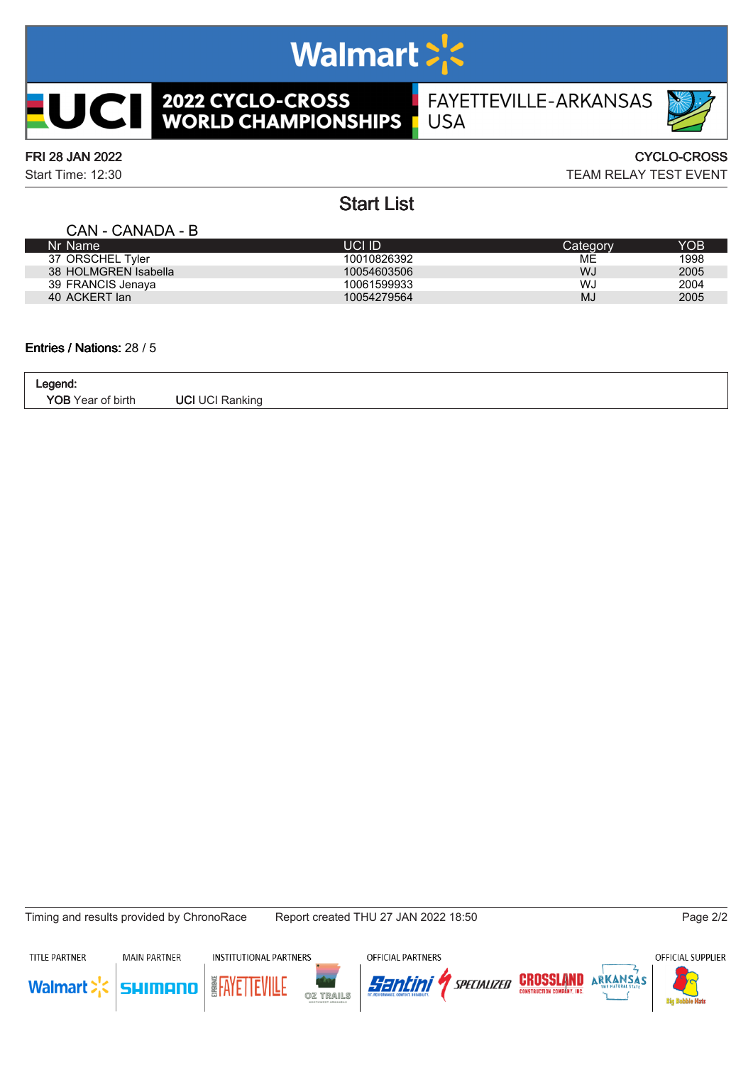FRI 28 JAN 2022

Start Time: 12:30

CYCLO-CROSS

TEAM RELAY TEST EVENT

# Start List

## CAN - CANADA - B

| Nr | Name | UCI ID | Category | YOB |
|---|---|---|---|---|
| 37 | ORSCHEL Tyler | 10010826392 | ME | 1998 |
| 38 | HOLMGREN Isabella | 10054603506 | WJ | 2005 |
| 39 | FRANCIS Jenaya | 10061599933 | WJ | 2004 |
| 40 | ACKERT Ian | 10054279564 | MJ | 2005 |

**Entries / Nations:** 28 / 5

**Legend:**
**YOB** Year of birth    **UCI** UCI Ranking

Timing and results provided by ChronoRace    Report created THU 27 JAN 2022 18:50